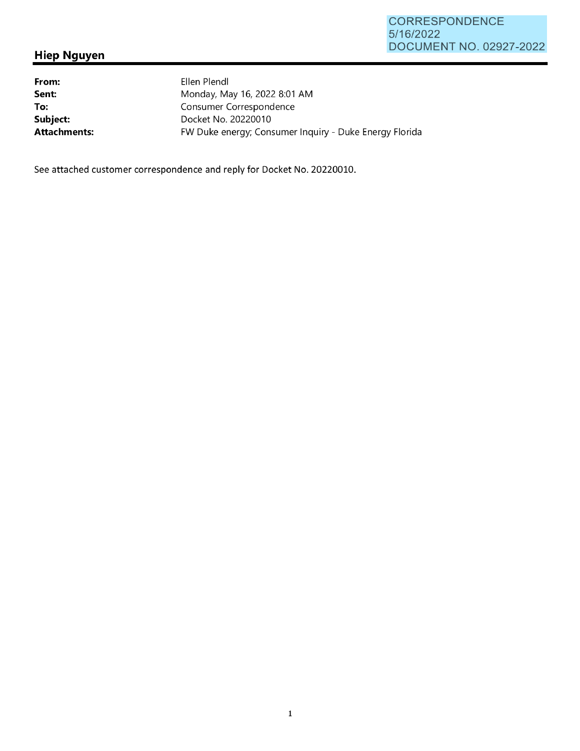CORRESPONDENCE
5/16/2022
DOCUMENT NO. 02927-2022

## Hiep Nguyen

| | |
|---|---|
| **From:** | Ellen Plendl |
| **Sent:** | Monday, May 16, 2022 8:01 AM |
| **To:** | Consumer Correspondence |
| **Subject:** | Docket No. 20220010 |
| **Attachments:** | FW Duke energy; Consumer Inquiry - Duke Energy Florida |

See attached customer correspondence and reply for Docket No. 20220010.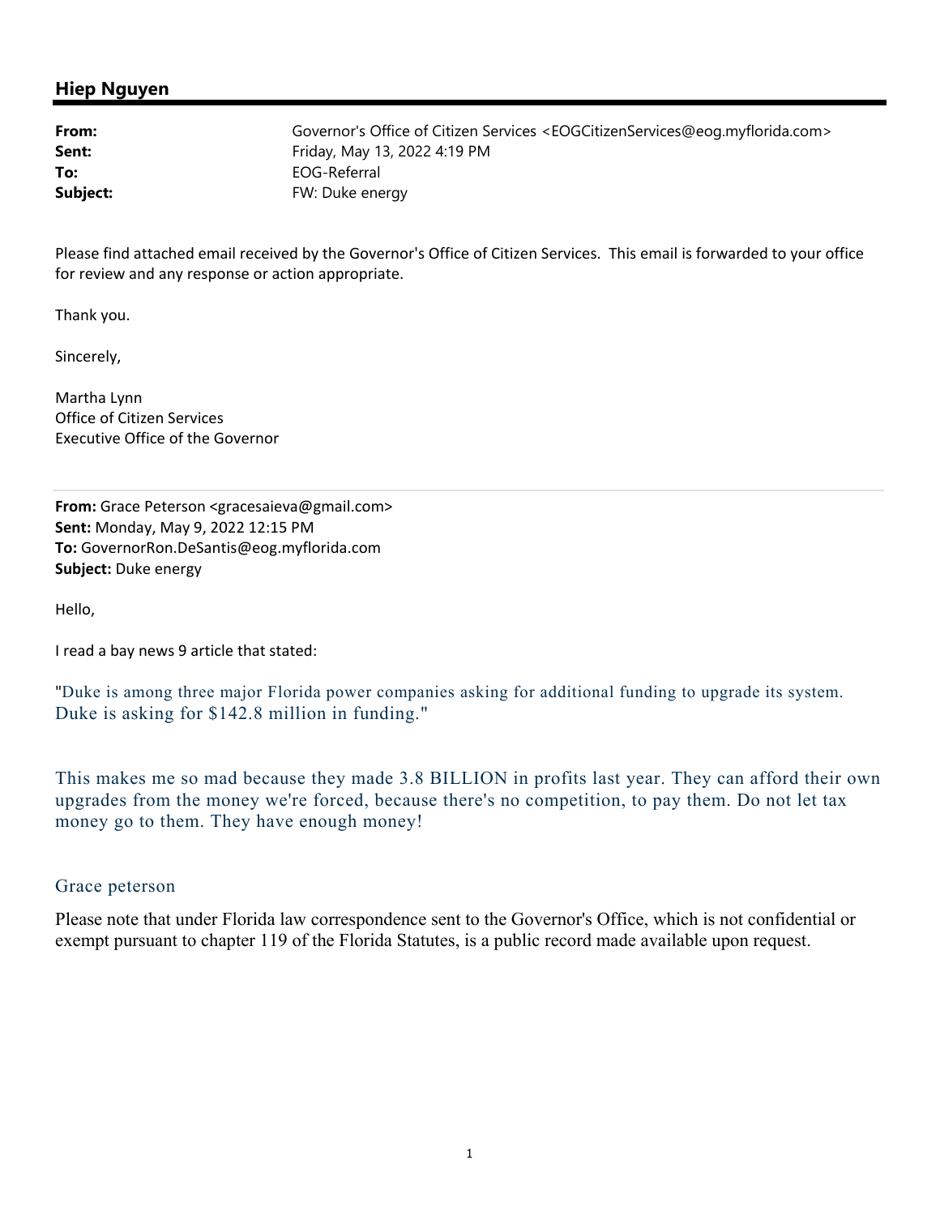## Hiep Nguyen

| | |
|---|---|
| **From:** | Governor's Office of Citizen Services <EOGCitizenServices@eog.myflorida.com> |
| **Sent:** | Friday, May 13, 2022 4:19 PM |
| **To:** | EOG-Referral |
| **Subject:** | FW: Duke energy |

Please find attached email received by the Governor's Office of Citizen Services. This email is forwarded to your office for review and any response or action appropriate.

Thank you.

Sincerely,

Martha Lynn
Office of Citizen Services
Executive Office of the Governor

---

**From:** Grace Peterson <gracesaieva@gmail.com>
**Sent:** Monday, May 9, 2022 12:15 PM
**To:** GovernorRon.DeSantis@eog.myflorida.com
**Subject:** Duke energy

Hello,

I read a bay news 9 article that stated:

"Duke is among three major Florida power companies asking for additional funding to upgrade its system. Duke is asking for $142.8 million in funding."

This makes me so mad because they made 3.8 BILLION in profits last year. They can afford their own upgrades from the money we're forced, because there's no competition, to pay them. Do not let tax money go to them. They have enough money!

Grace peterson

Please note that under Florida law correspondence sent to the Governor's Office, which is not confidential or exempt pursuant to chapter 119 of the Florida Statutes, is a public record made available upon request.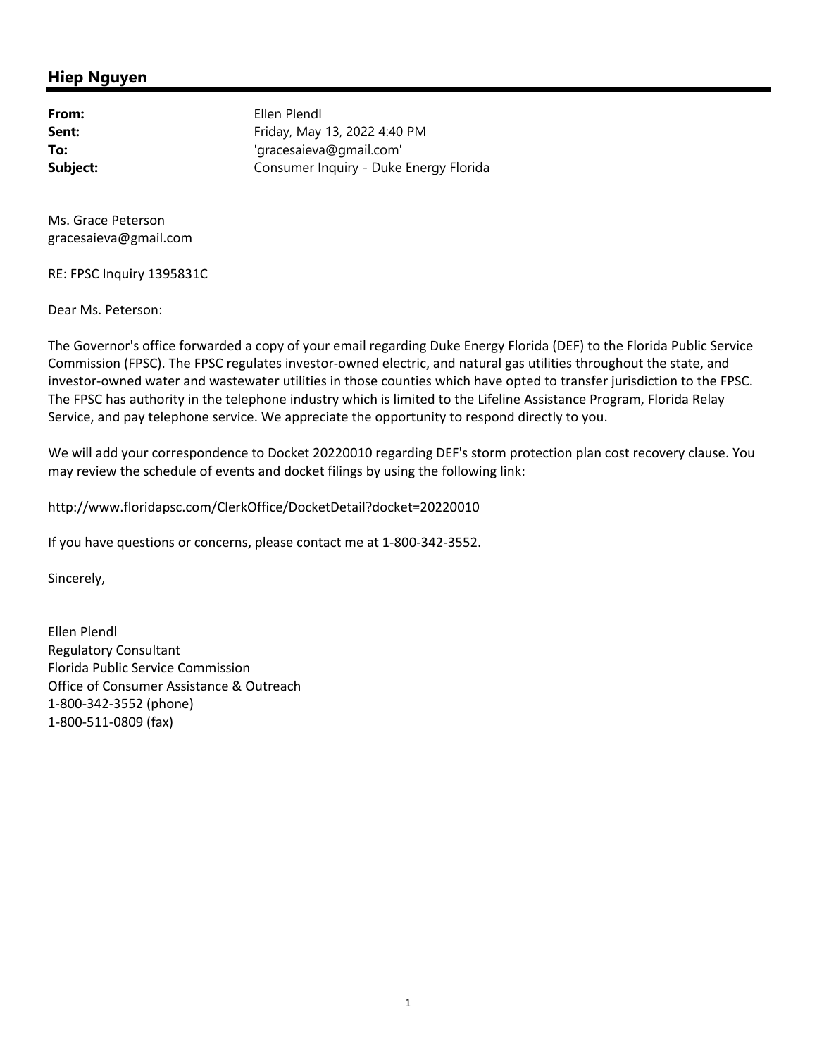## Hiep Nguyen

| | |
|---|---|
| **From:** | Ellen Plendl |
| **Sent:** | Friday, May 13, 2022 4:40 PM |
| **To:** | 'gracesaieva@gmail.com' |
| **Subject:** | Consumer Inquiry - Duke Energy Florida |

Ms. Grace Peterson
gracesaieva@gmail.com

RE: FPSC Inquiry 1395831C

Dear Ms. Peterson:

The Governor's office forwarded a copy of your email regarding Duke Energy Florida (DEF) to the Florida Public Service Commission (FPSC). The FPSC regulates investor-owned electric, and natural gas utilities throughout the state, and investor-owned water and wastewater utilities in those counties which have opted to transfer jurisdiction to the FPSC. The FPSC has authority in the telephone industry which is limited to the Lifeline Assistance Program, Florida Relay Service, and pay telephone service. We appreciate the opportunity to respond directly to you.

We will add your correspondence to Docket 20220010 regarding DEF's storm protection plan cost recovery clause. You may review the schedule of events and docket filings by using the following link:

http://www.floridapsc.com/ClerkOffice/DocketDetail?docket=20220010

If you have questions or concerns, please contact me at 1-800-342-3552.

Sincerely,

Ellen Plendl
Regulatory Consultant
Florida Public Service Commission
Office of Consumer Assistance & Outreach
1-800-342-3552 (phone)
1-800-511-0809 (fax)